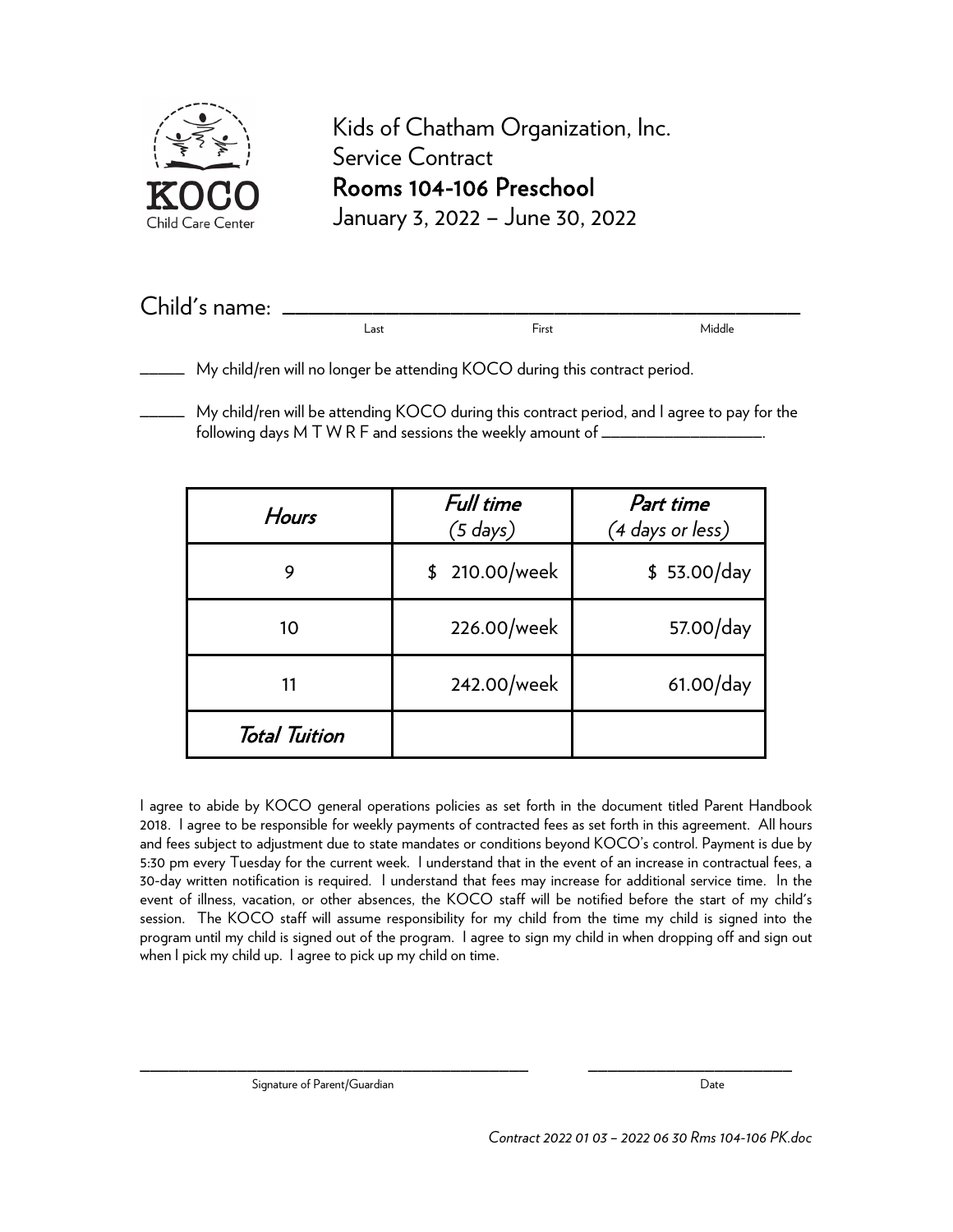KOCO
Child Care Center

# Kids of Chatham Organization, Inc.
Service Contract
**Rooms 104-106 Preschool**
January 3, 2022 – June 30, 2022

Child's name: ______________________________________________
Last First Middle

_____ My child/ren will no longer be attending KOCO during this contract period.

_____ My child/ren will be attending KOCO during this contract period, and I agree to pay for the following days M T W R F and sessions the weekly amount of ________________.

| *Hours* | *Full time* (5 days) | *Part time* (4 days or less) |
|---|---|---|
| 9 | $ 210.00/week | $ 53.00/day |
| 10 | 226.00/week | 57.00/day |
| 11 | 242.00/week | 61.00/day |
| *Total Tuition* | | |

I agree to abide by KOCO general operations policies as set forth in the document titled Parent Handbook 2018. I agree to be responsible for weekly payments of contracted fees as set forth in this agreement. All hours and fees subject to adjustment due to state mandates or conditions beyond KOCO's control. Payment is due by 5:30 pm every Tuesday for the current week. I understand that in the event of an increase in contractual fees, a 30-day written notification is required. I understand that fees may increase for additional service time. In the event of illness, vacation, or other absences, the KOCO staff will be notified before the start of my child's session. The KOCO staff will assume responsibility for my child from the time my child is signed into the program until my child is signed out of the program. I agree to sign my child in when dropping off and sign out when I pick my child up. I agree to pick up my child on time.

______________________________________ ____________________
Signature of Parent/Guardian Date

*Contract 2022 01 03 – 2022 06 30 Rms 104-106 PK.doc*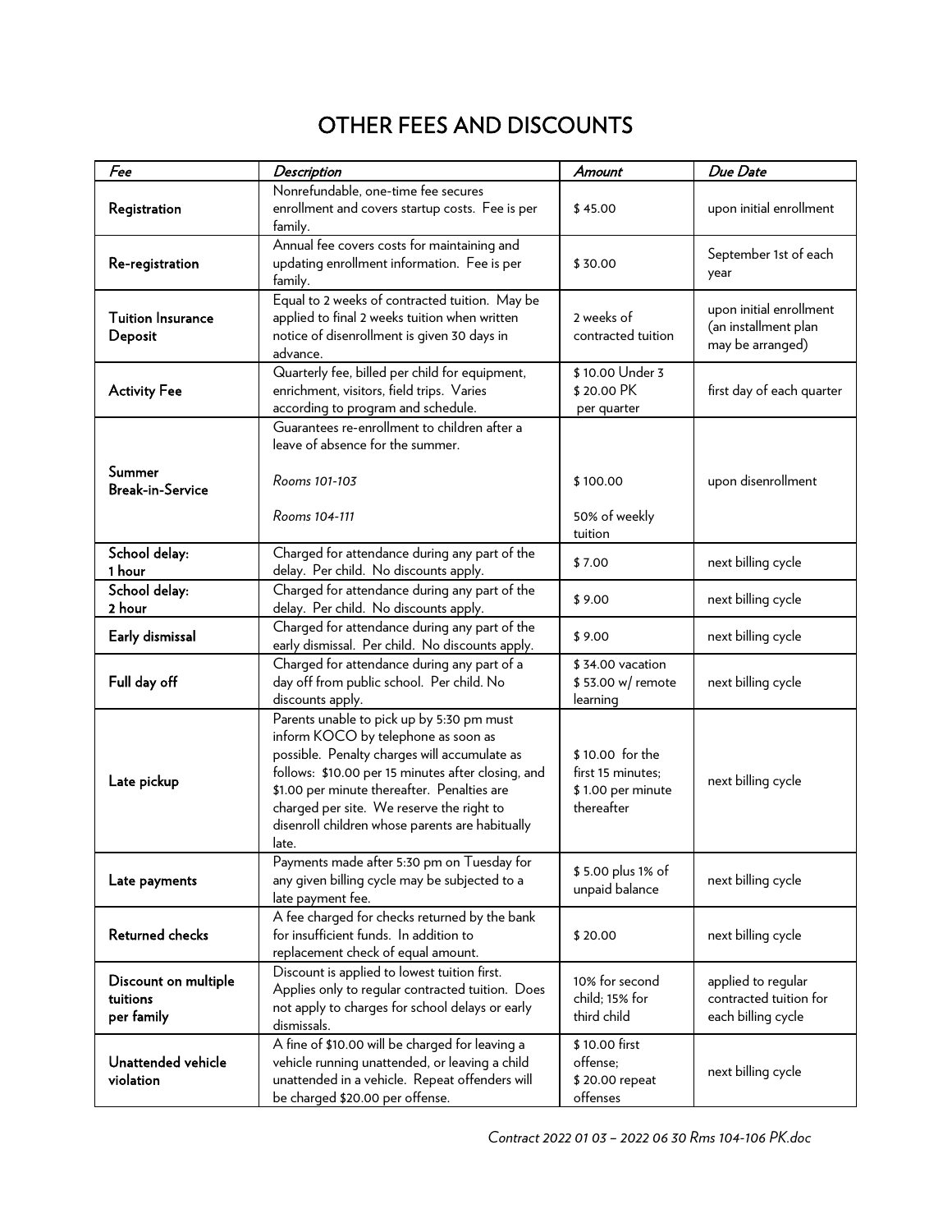# OTHER FEES AND DISCOUNTS

| *Fee* | *Description* | *Amount* | *Due Date* |
|---|---|---|---|
| **Registration** | Nonrefundable, one-time fee secures enrollment and covers startup costs. Fee is per family. | $ 45.00 | upon initial enrollment |
| **Re-registration** | Annual fee covers costs for maintaining and updating enrollment information. Fee is per family. | $ 30.00 | September 1st of each year |
| **Tuition Insurance Deposit** | Equal to 2 weeks of contracted tuition. May be applied to final 2 weeks tuition when written notice of disenrollment is given 30 days in advance. | 2 weeks of contracted tuition | upon initial enrollment (an installment plan may be arranged) |
| **Activity Fee** | Quarterly fee, billed per child for equipment, enrichment, visitors, field trips. Varies according to program and schedule. | $ 10.00 Under 3<br>$ 20.00 PK<br>per quarter | first day of each quarter |
| **Summer Break-in-Service** | Guarantees re-enrollment to children after a leave of absence for the summer.<br>*Rooms 101-103*<br>*Rooms 104-111* | <br>$ 100.00<br>50% of weekly tuition | upon disenrollment |
| **School delay: 1 hour** | Charged for attendance during any part of the delay. Per child. No discounts apply. | $ 7.00 | next billing cycle |
| **School delay: 2 hour** | Charged for attendance during any part of the delay. Per child. No discounts apply. | $ 9.00 | next billing cycle |
| **Early dismissal** | Charged for attendance during any part of the early dismissal. Per child. No discounts apply. | $ 9.00 | next billing cycle |
| **Full day off** | Charged for attendance during any part of a day off from public school. Per child. No discounts apply. | $ 34.00 vacation<br>$ 53.00 w/ remote learning | next billing cycle |
| **Late pickup** | Parents unable to pick up by 5:30 pm must inform KOCO by telephone as soon as possible. Penalty charges will accumulate as follows: $10.00 per 15 minutes after closing, and $1.00 per minute thereafter. Penalties are charged per site. We reserve the right to disenroll children whose parents are habitually late. | $ 10.00 for the first 15 minutes;<br>$ 1.00 per minute thereafter | next billing cycle |
| **Late payments** | Payments made after 5:30 pm on Tuesday for any given billing cycle may be subjected to a late payment fee. | $ 5.00 plus 1% of unpaid balance | next billing cycle |
| **Returned checks** | A fee charged for checks returned by the bank for insufficient funds. In addition to replacement check of equal amount. | $ 20.00 | next billing cycle |
| **Discount on multiple tuitions per family** | Discount is applied to lowest tuition first. Applies only to regular contracted tuition. Does not apply to charges for school delays or early dismissals. | 10% for second child; 15% for third child | applied to regular contracted tuition for each billing cycle |
| **Unattended vehicle violation** | A fine of $10.00 will be charged for leaving a vehicle running unattended, or leaving a child unattended in a vehicle. Repeat offenders will be charged $20.00 per offense. | $ 10.00 first offense;<br>$ 20.00 repeat offenses | next billing cycle |

*Contract 2022 01 03 – 2022 06 30 Rms 104-106 PK.doc*